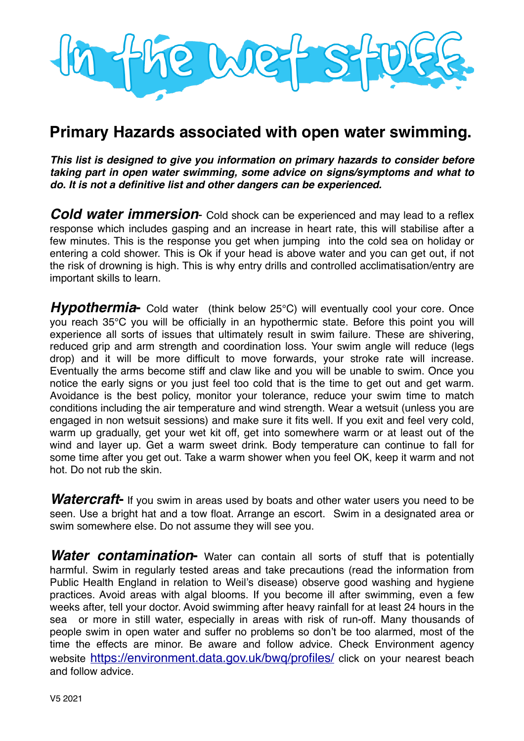# In the wet stuff

## Primary Hazards associated with open water swimming.

***This list is designed to give you information on primary hazards to consider before taking part in open water swimming, some advice on signs/symptoms and what to do. It is not a definitive list and other dangers can be experienced.***

***Cold water immersion***- Cold shock can be experienced and may lead to a reflex response which includes gasping and an increase in heart rate, this will stabilise after a few minutes. This is the response you get when jumping into the cold sea on holiday or entering a cold shower. This is Ok if your head is above water and you can get out, if not the risk of drowning is high. This is why entry drills and controlled acclimatisation/entry are important skills to learn.

***Hypothermia-*** Cold water (think below 25°C) will eventually cool your core. Once you reach 35°C you will be officially in an hypothermic state. Before this point you will experience all sorts of issues that ultimately result in swim failure. These are shivering, reduced grip and arm strength and coordination loss. Your swim angle will reduce (legs drop) and it will be more difficult to move forwards, your stroke rate will increase. Eventually the arms become stiff and claw like and you will be unable to swim. Once you notice the early signs or you just feel too cold that is the time to get out and get warm. Avoidance is the best policy, monitor your tolerance, reduce your swim time to match conditions including the air temperature and wind strength. Wear a wetsuit (unless you are engaged in non wetsuit sessions) and make sure it fits well. If you exit and feel very cold, warm up gradually, get your wet kit off, get into somewhere warm or at least out of the wind and layer up. Get a warm sweet drink. Body temperature can continue to fall for some time after you get out. Take a warm shower when you feel OK, keep it warm and not hot. Do not rub the skin.

***Watercraft-*** If you swim in areas used by boats and other water users you need to be seen. Use a bright hat and a tow float. Arrange an escort. Swim in a designated area or swim somewhere else. Do not assume they will see you.

***Water contamination-*** Water can contain all sorts of stuff that is potentially harmful. Swim in regularly tested areas and take precautions (read the information from Public Health England in relation to Weil's disease) observe good washing and hygiene practices. Avoid areas with algal blooms. If you become ill after swimming, even a few weeks after, tell your doctor. Avoid swimming after heavy rainfall for at least 24 hours in the sea or more in still water, especially in areas with risk of run-off. Many thousands of people swim in open water and suffer no problems so don't be too alarmed, most of the time the effects are minor. Be aware and follow advice. Check Environment agency website https://environment.data.gov.uk/bwq/profiles/ click on your nearest beach and follow advice.

V5 2021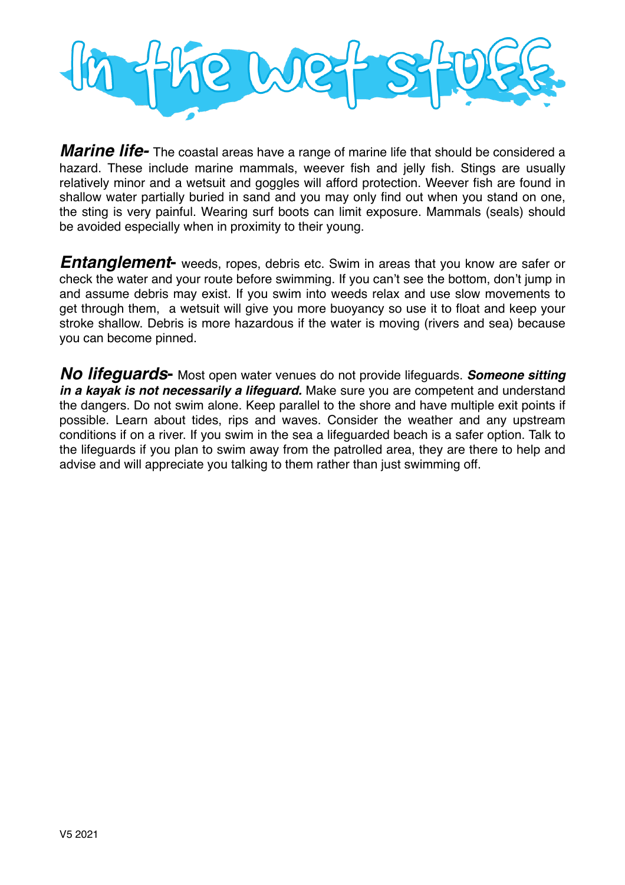# In the wet stuff

***Marine life-*** The coastal areas have a range of marine life that should be considered a hazard. These include marine mammals, weever fish and jelly fish. Stings are usually relatively minor and a wetsuit and goggles will afford protection. Weever fish are found in shallow water partially buried in sand and you may only find out when you stand on one, the sting is very painful. Wearing surf boots can limit exposure. Mammals (seals) should be avoided especially when in proximity to their young.

***Entanglement-*** weeds, ropes, debris etc. Swim in areas that you know are safer or check the water and your route before swimming. If you can't see the bottom, don't jump in and assume debris may exist. If you swim into weeds relax and use slow movements to get through them, a wetsuit will give you more buoyancy so use it to float and keep your stroke shallow. Debris is more hazardous if the water is moving (rivers and sea) because you can become pinned.

***No lifeguards-*** Most open water venues do not provide lifeguards. ***Someone sitting in a kayak is not necessarily a lifeguard.*** Make sure you are competent and understand the dangers. Do not swim alone. Keep parallel to the shore and have multiple exit points if possible. Learn about tides, rips and waves. Consider the weather and any upstream conditions if on a river. If you swim in the sea a lifeguarded beach is a safer option. Talk to the lifeguards if you plan to swim away from the patrolled area, they are there to help and advise and will appreciate you talking to them rather than just swimming off.

V5 2021